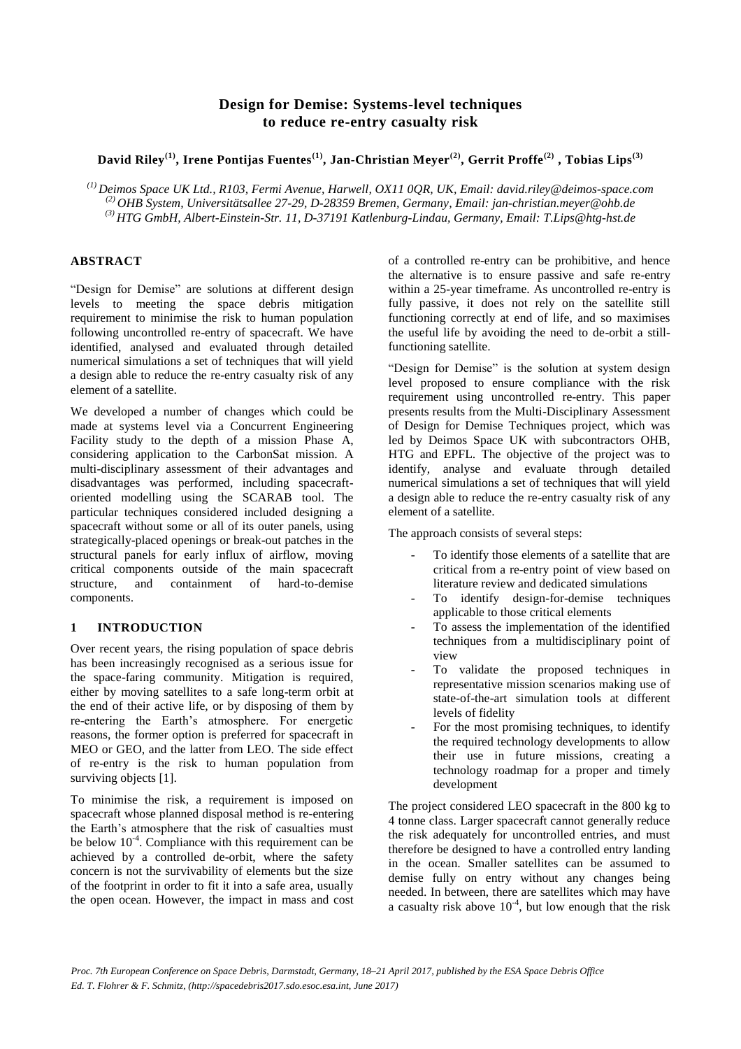# Design for Demise: Systems-level techniques to reduce re-entry casualty risk

**David Riley[(1)], Irene Pontijas Fuentes[(1)], Jan-Christian Meyer[(2)], Gerrit Proffe[(2)], Tobias Lips[(3)]**

*[(1)] Deimos Space UK Ltd., R103, Fermi Avenue, Harwell, OX11 0QR, UK, Email: david.riley@deimos-space.com*
*[(2)] OHB System, Universitätsallee 27-29, D-28359 Bremen, Germany, Email: jan-christian.meyer@ohb.de*
*[(3)] HTG GmbH, Albert-Einstein-Str. 11, D-37191 Katlenburg-Lindau, Germany, Email: T.Lips@htg-hst.de*

## ABSTRACT

"Design for Demise" are solutions at different design levels to meeting the space debris mitigation requirement to minimise the risk to human population following uncontrolled re-entry of spacecraft. We have identified, analysed and evaluated through detailed numerical simulations a set of techniques that will yield a design able to reduce the re-entry casualty risk of any element of a satellite.

We developed a number of changes which could be made at systems level via a Concurrent Engineering Facility study to the depth of a mission Phase A, considering application to the CarbonSat mission. A multi-disciplinary assessment of their advantages and disadvantages was performed, including spacecraft-oriented modelling using the SCARAB tool. The particular techniques considered included designing a spacecraft without some or all of its outer panels, using strategically-placed openings or break-out patches in the structural panels for early influx of airflow, moving critical components outside of the main spacecraft structure, and containment of hard-to-demise components.

## 1 INTRODUCTION

Over recent years, the rising population of space debris has been increasingly recognised as a serious issue for the space-faring community. Mitigation is required, either by moving satellites to a safe long-term orbit at the end of their active life, or by disposing of them by re-entering the Earth's atmosphere. For energetic reasons, the former option is preferred for spacecraft in MEO or GEO, and the latter from LEO. The side effect of re-entry is the risk to human population from surviving objects [1].

To minimise the risk, a requirement is imposed on spacecraft whose planned disposal method is re-entering the Earth's atmosphere that the risk of casualties must be below $10^{-4}$. Compliance with this requirement can be achieved by a controlled de-orbit, where the safety concern is not the survivability of elements but the size of the footprint in order to fit it into a safe area, usually the open ocean. However, the impact in mass and cost of a controlled re-entry can be prohibitive, and hence the alternative is to ensure passive and safe re-entry within a 25-year timeframe. As uncontrolled re-entry is fully passive, it does not rely on the satellite still functioning correctly at end of life, and so maximises the useful life by avoiding the need to de-orbit a still-functioning satellite.

"Design for Demise" is the solution at system design level proposed to ensure compliance with the risk requirement using uncontrolled re-entry. This paper presents results from the Multi-Disciplinary Assessment of Design for Demise Techniques project, which was led by Deimos Space UK with subcontractors OHB, HTG and EPFL. The objective of the project was to identify, analyse and evaluate through detailed numerical simulations a set of techniques that will yield a design able to reduce the re-entry casualty risk of any element of a satellite.

The approach consists of several steps:

- To identify those elements of a satellite that are critical from a re-entry point of view based on literature review and dedicated simulations
- To identify design-for-demise techniques applicable to those critical elements
- To assess the implementation of the identified techniques from a multidisciplinary point of view
- To validate the proposed techniques in representative mission scenarios making use of state-of-the-art simulation tools at different levels of fidelity
- For the most promising techniques, to identify the required technology developments to allow their use in future missions, creating a technology roadmap for a proper and timely development

The project considered LEO spacecraft in the 800 kg to 4 tonne class. Larger spacecraft cannot generally reduce the risk adequately for uncontrolled entries, and must therefore be designed to have a controlled entry landing in the ocean. Smaller satellites can be assumed to demise fully on entry without any changes being needed. In between, there are satellites which may have a casualty risk above $10^{-4}$, but low enough that the risk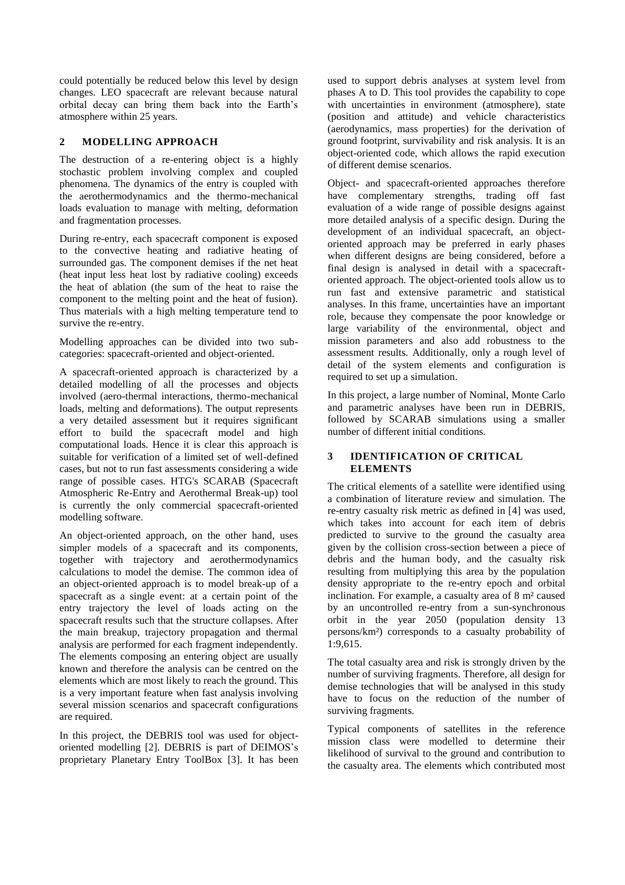could potentially be reduced below this level by design changes. LEO spacecraft are relevant because natural orbital decay can bring them back into the Earth's atmosphere within 25 years.

## 2 MODELLING APPROACH

The destruction of a re-entering object is a highly stochastic problem involving complex and coupled phenomena. The dynamics of the entry is coupled with the aerothermodynamics and the thermo-mechanical loads evaluation to manage with melting, deformation and fragmentation processes.

During re-entry, each spacecraft component is exposed to the convective heating and radiative heating of surrounded gas. The component demises if the net heat (heat input less heat lost by radiative cooling) exceeds the heat of ablation (the sum of the heat to raise the component to the melting point and the heat of fusion). Thus materials with a high melting temperature tend to survive the re-entry.

Modelling approaches can be divided into two sub-categories: spacecraft-oriented and object-oriented.

A spacecraft-oriented approach is characterized by a detailed modelling of all the processes and objects involved (aero-thermal interactions, thermo-mechanical loads, melting and deformations). The output represents a very detailed assessment but it requires significant effort to build the spacecraft model and high computational loads. Hence it is clear this approach is suitable for verification of a limited set of well-defined cases, but not to run fast assessments considering a wide range of possible cases. HTG's SCARAB (Spacecraft Atmospheric Re-Entry and Aerothermal Break-up) tool is currently the only commercial spacecraft-oriented modelling software.

An object-oriented approach, on the other hand, uses simpler models of a spacecraft and its components, together with trajectory and aerothermodynamics calculations to model the demise. The common idea of an object-oriented approach is to model break-up of a spacecraft as a single event: at a certain point of the entry trajectory the level of loads acting on the spacecraft results such that the structure collapses. After the main breakup, trajectory propagation and thermal analysis are performed for each fragment independently. The elements composing an entering object are usually known and therefore the analysis can be centred on the elements which are most likely to reach the ground. This is a very important feature when fast analysis involving several mission scenarios and spacecraft configurations are required.

In this project, the DEBRIS tool was used for object-oriented modelling [2]. DEBRIS is part of DEIMOS's proprietary Planetary Entry ToolBox [3]. It has been used to support debris analyses at system level from phases A to D. This tool provides the capability to cope with uncertainties in environment (atmosphere), state (position and attitude) and vehicle characteristics (aerodynamics, mass properties) for the derivation of ground footprint, survivability and risk analysis. It is an object-oriented code, which allows the rapid execution of different demise scenarios.

Object- and spacecraft-oriented approaches therefore have complementary strengths, trading off fast evaluation of a wide range of possible designs against more detailed analysis of a specific design. During the development of an individual spacecraft, an object-oriented approach may be preferred in early phases when different designs are being considered, before a final design is analysed in detail with a spacecraft-oriented approach. The object-oriented tools allow us to run fast and extensive parametric and statistical analyses. In this frame, uncertainties have an important role, because they compensate the poor knowledge or large variability of the environmental, object and mission parameters and also add robustness to the assessment results. Additionally, only a rough level of detail of the system elements and configuration is required to set up a simulation.

In this project, a large number of Nominal, Monte Carlo and parametric analyses have been run in DEBRIS, followed by SCARAB simulations using a smaller number of different initial conditions.

## 3 IDENTIFICATION OF CRITICAL ELEMENTS

The critical elements of a satellite were identified using a combination of literature review and simulation. The re-entry casualty risk metric as defined in [4] was used, which takes into account for each item of debris predicted to survive to the ground the casualty area given by the collision cross-section between a piece of debris and the human body, and the casualty risk resulting from multiplying this area by the population density appropriate to the re-entry epoch and orbital inclination. For example, a casualty area of 8 m² caused by an uncontrolled re-entry from a sun-synchronous orbit in the year 2050 (population density 13 persons/km²) corresponds to a casualty probability of 1:9,615.

The total casualty area and risk is strongly driven by the number of surviving fragments. Therefore, all design for demise technologies that will be analysed in this study have to focus on the reduction of the number of surviving fragments.

Typical components of satellites in the reference mission class were modelled to determine their likelihood of survival to the ground and contribution to the casualty area. The elements which contributed most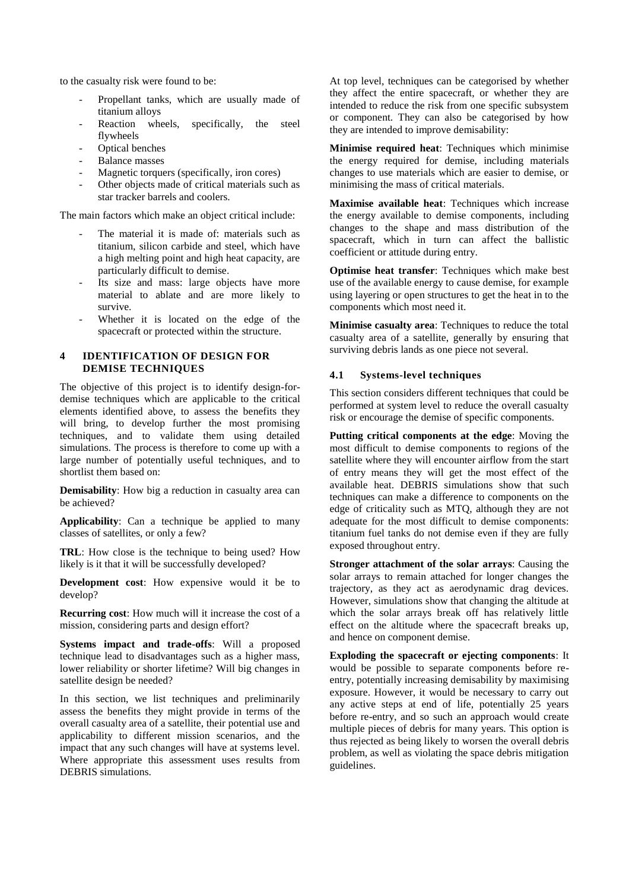to the casualty risk were found to be:

- Propellant tanks, which are usually made of titanium alloys
- Reaction wheels, specifically, the steel flywheels
- Optical benches
- Balance masses
- Magnetic torquers (specifically, iron cores)
- Other objects made of critical materials such as star tracker barrels and coolers.

The main factors which make an object critical include:

- The material it is made of: materials such as titanium, silicon carbide and steel, which have a high melting point and high heat capacity, are particularly difficult to demise.
- Its size and mass: large objects have more material to ablate and are more likely to survive.
- Whether it is located on the edge of the spacecraft or protected within the structure.

## 4 IDENTIFICATION OF DESIGN FOR DEMISE TECHNIQUES

The objective of this project is to identify design-for-demise techniques which are applicable to the critical elements identified above, to assess the benefits they will bring, to develop further the most promising techniques, and to validate them using detailed simulations. The process is therefore to come up with a large number of potentially useful techniques, and to shortlist them based on:

**Demisability**: How big a reduction in casualty area can be achieved?

**Applicability**: Can a technique be applied to many classes of satellites, or only a few?

**TRL**: How close is the technique to being used? How likely is it that it will be successfully developed?

**Development cost**: How expensive would it be to develop?

**Recurring cost**: How much will it increase the cost of a mission, considering parts and design effort?

**Systems impact and trade-offs**: Will a proposed technique lead to disadvantages such as a higher mass, lower reliability or shorter lifetime? Will big changes in satellite design be needed?

In this section, we list techniques and preliminarily assess the benefits they might provide in terms of the overall casualty area of a satellite, their potential use and applicability to different mission scenarios, and the impact that any such changes will have at systems level. Where appropriate this assessment uses results from DEBRIS simulations.

At top level, techniques can be categorised by whether they affect the entire spacecraft, or whether they are intended to reduce the risk from one specific subsystem or component. They can also be categorised by how they are intended to improve demisability:

**Minimise required heat**: Techniques which minimise the energy required for demise, including materials changes to use materials which are easier to demise, or minimising the mass of critical materials.

**Maximise available heat**: Techniques which increase the energy available to demise components, including changes to the shape and mass distribution of the spacecraft, which in turn can affect the ballistic coefficient or attitude during entry.

**Optimise heat transfer**: Techniques which make best use of the available energy to cause demise, for example using layering or open structures to get the heat in to the components which most need it.

**Minimise casualty area**: Techniques to reduce the total casualty area of a satellite, generally by ensuring that surviving debris lands as one piece not several.

### 4.1 Systems-level techniques

This section considers different techniques that could be performed at system level to reduce the overall casualty risk or encourage the demise of specific components.

**Putting critical components at the edge**: Moving the most difficult to demise components to regions of the satellite where they will encounter airflow from the start of entry means they will get the most effect of the available heat. DEBRIS simulations show that such techniques can make a difference to components on the edge of criticality such as MTQ, although they are not adequate for the most difficult to demise components: titanium fuel tanks do not demise even if they are fully exposed throughout entry.

**Stronger attachment of the solar arrays**: Causing the solar arrays to remain attached for longer changes the trajectory, as they act as aerodynamic drag devices. However, simulations show that changing the altitude at which the solar arrays break off has relatively little effect on the altitude where the spacecraft breaks up, and hence on component demise.

**Exploding the spacecraft or ejecting components**: It would be possible to separate components before re-entry, potentially increasing demisability by maximising exposure. However, it would be necessary to carry out any active steps at end of life, potentially 25 years before re-entry, and so such an approach would create multiple pieces of debris for many years. This option is thus rejected as being likely to worsen the overall debris problem, as well as violating the space debris mitigation guidelines.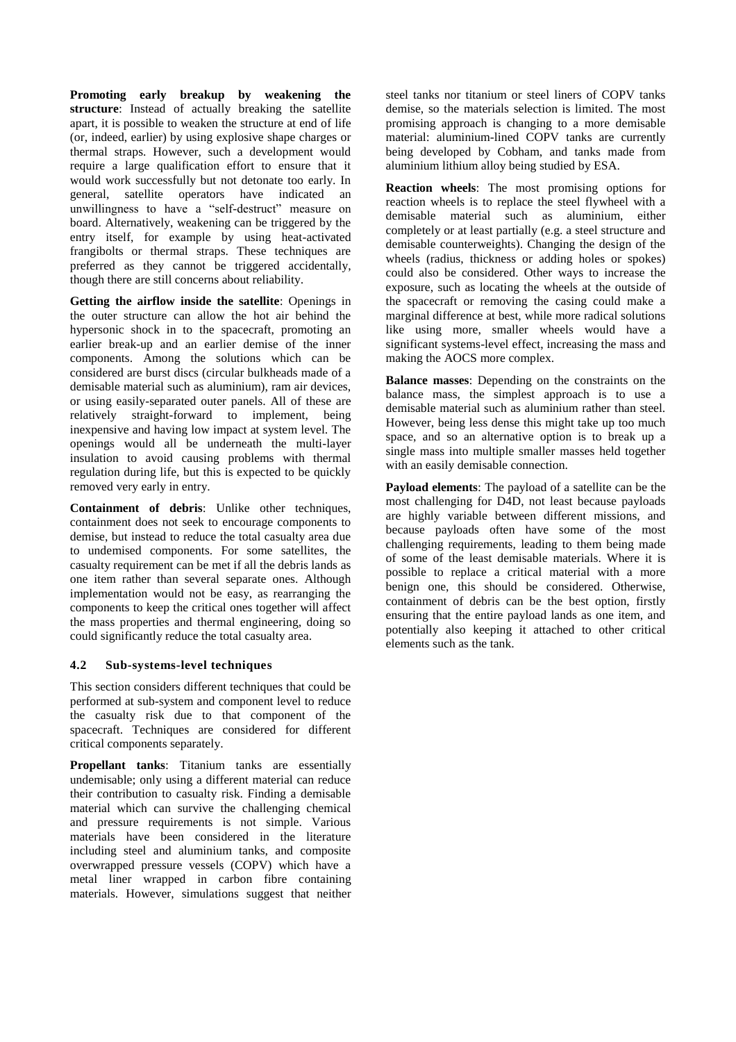**Promoting early breakup by weakening the structure**: Instead of actually breaking the satellite apart, it is possible to weaken the structure at end of life (or, indeed, earlier) by using explosive shape charges or thermal straps. However, such a development would require a large qualification effort to ensure that it would work successfully but not detonate too early. In general, satellite operators have indicated an unwillingness to have a "self-destruct" measure on board. Alternatively, weakening can be triggered by the entry itself, for example by using heat-activated frangibolts or thermal straps. These techniques are preferred as they cannot be triggered accidentally, though there are still concerns about reliability.

**Getting the airflow inside the satellite**: Openings in the outer structure can allow the hot air behind the hypersonic shock in to the spacecraft, promoting an earlier break-up and an earlier demise of the inner components. Among the solutions which can be considered are burst discs (circular bulkheads made of a demisable material such as aluminium), ram air devices, or using easily-separated outer panels. All of these are relatively straight-forward to implement, being inexpensive and having low impact at system level. The openings would all be underneath the multi-layer insulation to avoid causing problems with thermal regulation during life, but this is expected to be quickly removed very early in entry.

**Containment of debris**: Unlike other techniques, containment does not seek to encourage components to demise, but instead to reduce the total casualty area due to undemised components. For some satellites, the casualty requirement can be met if all the debris lands as one item rather than several separate ones. Although implementation would not be easy, as rearranging the components to keep the critical ones together will affect the mass properties and thermal engineering, doing so could significantly reduce the total casualty area.

### 4.2 Sub-systems-level techniques

This section considers different techniques that could be performed at sub-system and component level to reduce the casualty risk due to that component of the spacecraft. Techniques are considered for different critical components separately.

**Propellant tanks**: Titanium tanks are essentially undemisable; only using a different material can reduce their contribution to casualty risk. Finding a demisable material which can survive the challenging chemical and pressure requirements is not simple. Various materials have been considered in the literature including steel and aluminium tanks, and composite overwrapped pressure vessels (COPV) which have a metal liner wrapped in carbon fibre containing materials. However, simulations suggest that neither steel tanks nor titanium or steel liners of COPV tanks demise, so the materials selection is limited. The most promising approach is changing to a more demisable material: aluminium-lined COPV tanks are currently being developed by Cobham, and tanks made from aluminium lithium alloy being studied by ESA.

**Reaction wheels**: The most promising options for reaction wheels is to replace the steel flywheel with a demisable material such as aluminium, either completely or at least partially (e.g. a steel structure and demisable counterweights). Changing the design of the wheels (radius, thickness or adding holes or spokes) could also be considered. Other ways to increase the exposure, such as locating the wheels at the outside of the spacecraft or removing the casing could make a marginal difference at best, while more radical solutions like using more, smaller wheels would have a significant systems-level effect, increasing the mass and making the AOCS more complex.

**Balance masses**: Depending on the constraints on the balance mass, the simplest approach is to use a demisable material such as aluminium rather than steel. However, being less dense this might take up too much space, and so an alternative option is to break up a single mass into multiple smaller masses held together with an easily demisable connection.

**Payload elements**: The payload of a satellite can be the most challenging for D4D, not least because payloads are highly variable between different missions, and because payloads often have some of the most challenging requirements, leading to them being made of some of the least demisable materials. Where it is possible to replace a critical material with a more benign one, this should be considered. Otherwise, containment of debris can be the best option, firstly ensuring that the entire payload lands as one item, and potentially also keeping it attached to other critical elements such as the tank.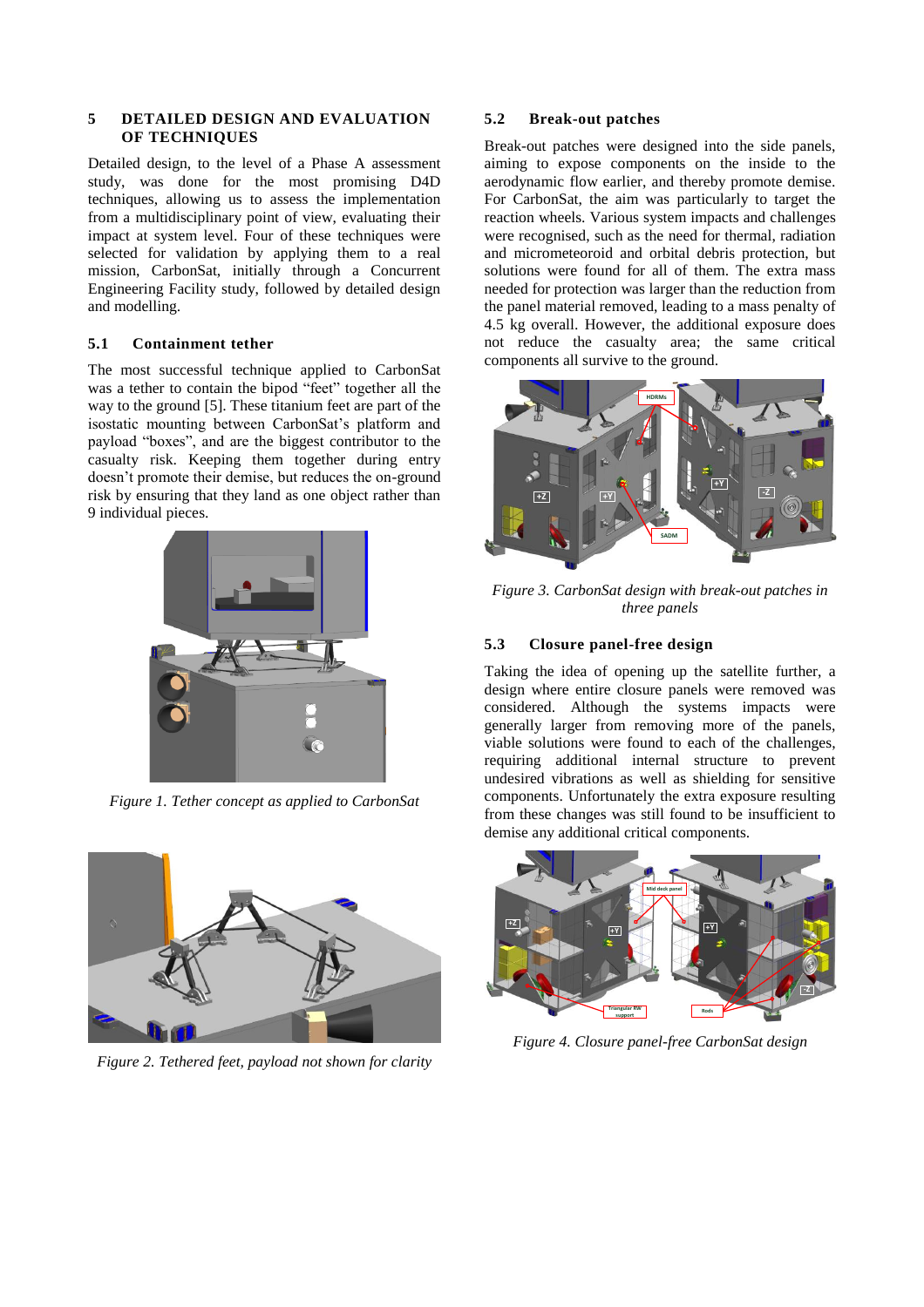## 5 DETAILED DESIGN AND EVALUATION OF TECHNIQUES

Detailed design, to the level of a Phase A assessment study, was done for the most promising D4D techniques, allowing us to assess the implementation from a multidisciplinary point of view, evaluating their impact at system level. Four of these techniques were selected for validation by applying them to a real mission, CarbonSat, initially through a Concurrent Engineering Facility study, followed by detailed design and modelling.

### 5.1 Containment tether

The most successful technique applied to CarbonSat was a tether to contain the bipod "feet" together all the way to the ground [5]. These titanium feet are part of the isostatic mounting between CarbonSat's platform and payload "boxes", and are the biggest contributor to the casualty risk. Keeping them together during entry doesn't promote their demise, but reduces the on-ground risk by ensuring that they land as one object rather than 9 individual pieces.

*Figure 1. Tether concept as applied to CarbonSat*

*Figure 2. Tethered feet, payload not shown for clarity*

### 5.2 Break-out patches

Break-out patches were designed into the side panels, aiming to expose components on the inside to the aerodynamic flow earlier, and thereby promote demise. For CarbonSat, the aim was particularly to target the reaction wheels. Various system impacts and challenges were recognised, such as the need for thermal, radiation and micrometeoroid and orbital debris protection, but solutions were found for all of them. The extra mass needed for protection was larger than the reduction from the panel material removed, leading to a mass penalty of 4.5 kg overall. However, the additional exposure does not reduce the casualty area; the same critical components all survive to the ground.

*Figure 3. CarbonSat design with break-out patches in three panels*

### 5.3 Closure panel-free design

Taking the idea of opening up the satellite further, a design where entire closure panels were removed was considered. Although the systems impacts were generally larger from removing more of the panels, viable solutions were found to each of the challenges, requiring additional internal structure to prevent undesired vibrations as well as shielding for sensitive components. Unfortunately the extra exposure resulting from these changes was still found to be insufficient to demise any additional critical components.

*Figure 4. Closure panel-free CarbonSat design*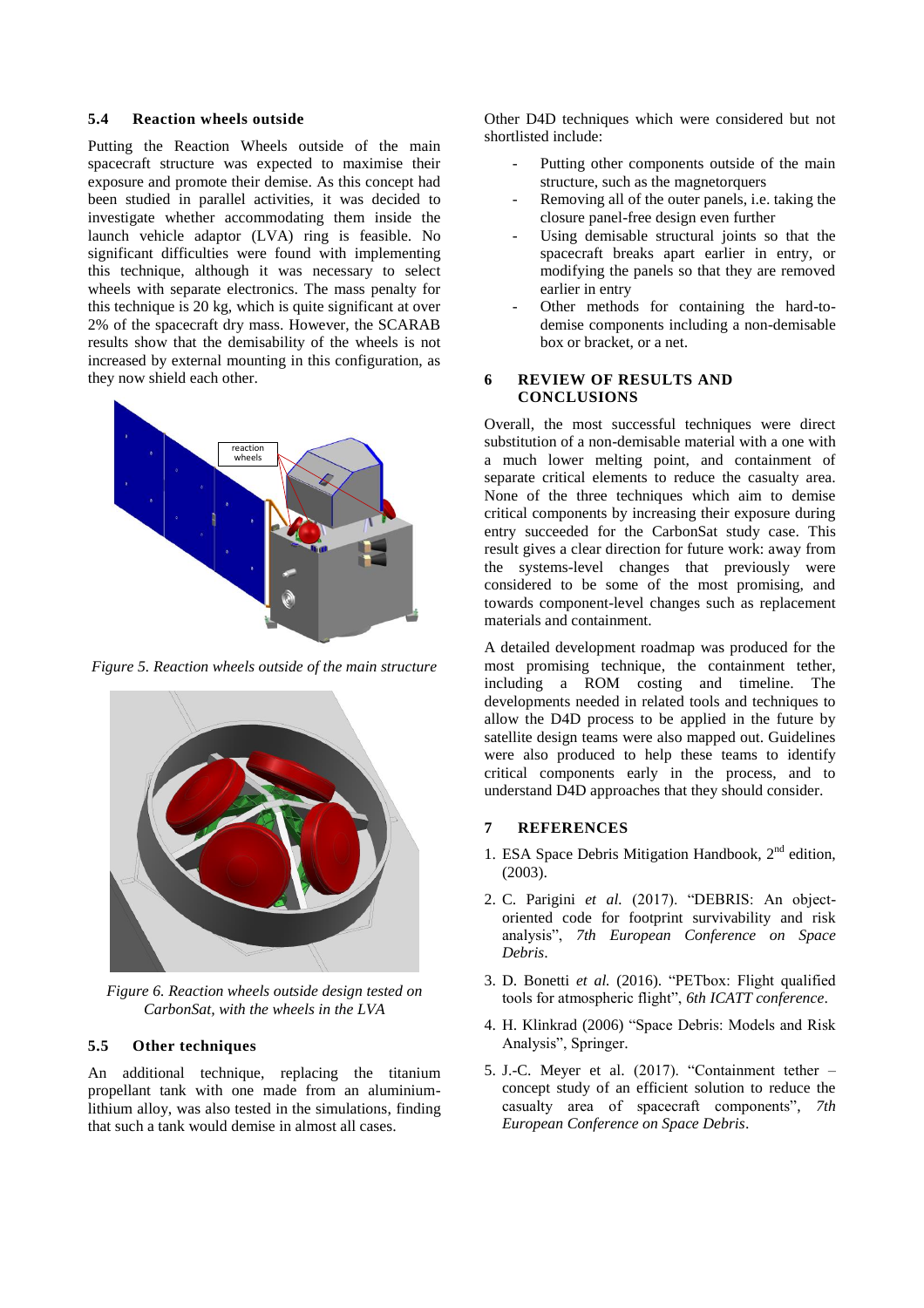### 5.4 Reaction wheels outside

Putting the Reaction Wheels outside of the main spacecraft structure was expected to maximise their exposure and promote their demise. As this concept had been studied in parallel activities, it was decided to investigate whether accommodating them inside the launch vehicle adaptor (LVA) ring is feasible. No significant difficulties were found with implementing this technique, although it was necessary to select wheels with separate electronics. The mass penalty for this technique is 20 kg, which is quite significant at over 2% of the spacecraft dry mass. However, the SCARAB results show that the demisability of the wheels is not increased by external mounting in this configuration, as they now shield each other.

reaction wheels

*Figure 5. Reaction wheels outside of the main structure*

*Figure 6. Reaction wheels outside design tested on CarbonSat, with the wheels in the LVA*

### 5.5 Other techniques

An additional technique, replacing the titanium propellant tank with one made from an aluminium-lithium alloy, was also tested in the simulations, finding that such a tank would demise in almost all cases.

Other D4D techniques which were considered but not shortlisted include:

- Putting other components outside of the main structure, such as the magnetorquers
- Removing all of the outer panels, i.e. taking the closure panel-free design even further
- Using demisable structural joints so that the spacecraft breaks apart earlier in entry, or modifying the panels so that they are removed earlier in entry
- Other methods for containing the hard-to-demise components including a non-demisable box or bracket, or a net.

## 6 REVIEW OF RESULTS AND CONCLUSIONS

Overall, the most successful techniques were direct substitution of a non-demisable material with a one with a much lower melting point, and containment of separate critical elements to reduce the casualty area. None of the three techniques which aim to demise critical components by increasing their exposure during entry succeeded for the CarbonSat study case. This result gives a clear direction for future work: away from the systems-level changes that previously were considered to be some of the most promising, and towards component-level changes such as replacement materials and containment.

A detailed development roadmap was produced for the most promising technique, the containment tether, including a ROM costing and timeline. The developments needed in related tools and techniques to allow the D4D process to be applied in the future by satellite design teams were also mapped out. Guidelines were also produced to help these teams to identify critical components early in the process, and to understand D4D approaches that they should consider.

## 7 REFERENCES

1. ESA Space Debris Mitigation Handbook, 2nd edition, (2003).
2. C. Parigini *et al.* (2017). "DEBRIS: An object-oriented code for footprint survivability and risk analysis", *7th European Conference on Space Debris*.
3. D. Bonetti *et al.* (2016). "PETbox: Flight qualified tools for atmospheric flight", *6th ICATT conference*.
4. H. Klinkrad (2006) "Space Debris: Models and Risk Analysis", Springer.
5. J.-C. Meyer et al. (2017). "Containment tether – concept study of an efficient solution to reduce the casualty area of spacecraft components", *7th European Conference on Space Debris*.